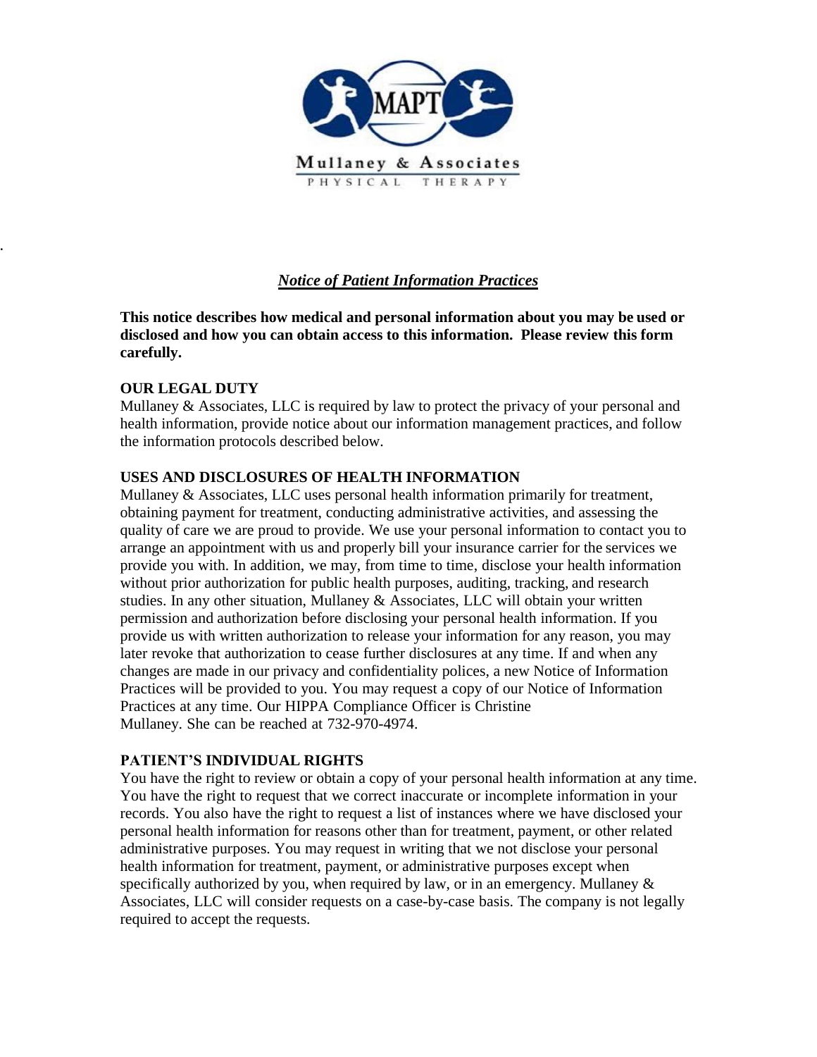MAPT

Mullaney & Associates

PHYSICAL THERAPY

## *Notice of Patient Information Practices*

**This notice describes how medical and personal information about you may be used or disclosed and how you can obtain access to this information. Please review this form carefully.**

**OUR LEGAL DUTY**

Mullaney & Associates, LLC is required by law to protect the privacy of your personal and health information, provide notice about our information management practices, and follow the information protocols described below.

**USES AND DISCLOSURES OF HEALTH INFORMATION**

Mullaney & Associates, LLC uses personal health information primarily for treatment, obtaining payment for treatment, conducting administrative activities, and assessing the quality of care we are proud to provide. We use your personal information to contact you to arrange an appointment with us and properly bill your insurance carrier for the services we provide you with. In addition, we may, from time to time, disclose your health information without prior authorization for public health purposes, auditing, tracking, and research studies. In any other situation, Mullaney & Associates, LLC will obtain your written permission and authorization before disclosing your personal health information. If you provide us with written authorization to release your information for any reason, you may later revoke that authorization to cease further disclosures at any time. If and when any changes are made in our privacy and confidentiality polices, a new Notice of Information Practices will be provided to you. You may request a copy of our Notice of Information Practices at any time. Our HIPPA Compliance Officer is Christine Mullaney. She can be reached at 732-970-4974.

**PATIENT'S INDIVIDUAL RIGHTS**

You have the right to review or obtain a copy of your personal health information at any time. You have the right to request that we correct inaccurate or incomplete information in your records. You also have the right to request a list of instances where we have disclosed your personal health information for reasons other than for treatment, payment, or other related administrative purposes. You may request in writing that we not disclose your personal health information for treatment, payment, or administrative purposes except when specifically authorized by you, when required by law, or in an emergency. Mullaney & Associates, LLC will consider requests on a case-by-case basis. The company is not legally required to accept the requests.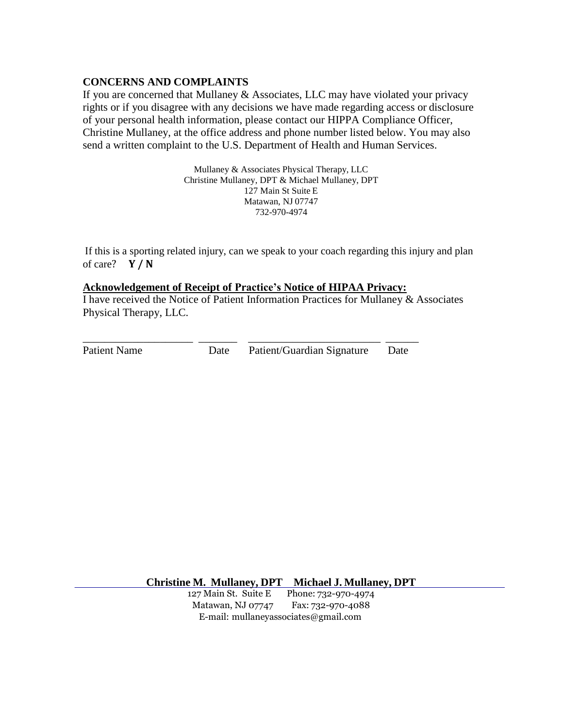**CONCERNS AND COMPLAINTS**

If you are concerned that Mullaney & Associates, LLC may have violated your privacy rights or if you disagree with any decisions we have made regarding access or disclosure of your personal health information, please contact our HIPPA Compliance Officer, Christine Mullaney, at the office address and phone number listed below. You may also send a written complaint to the U.S. Department of Health and Human Services.

Mullaney & Associates Physical Therapy, LLC
Christine Mullaney, DPT & Michael Mullaney, DPT
127 Main St Suite E
Matawan, NJ 07747
732-970-4974

If this is a sporting related injury, can we speak to your coach regarding this injury and plan of care? **Y / N**

**Acknowledgement of Receipt of Practice's Notice of HIPAA Privacy:**

I have received the Notice of Patient Information Practices for Mullaney & Associates Physical Therapy, LLC.

___________________ _______ _______________________ ______

Patient Name Date Patient/Guardian Signature Date

**Christine M. Mullaney, DPT Michael J. Mullaney, DPT**

127 Main St. Suite E Phone: 732-970-4974
Matawan, NJ 07747 Fax: 732-970-4088
E-mail: mullaneyassociates@gmail.com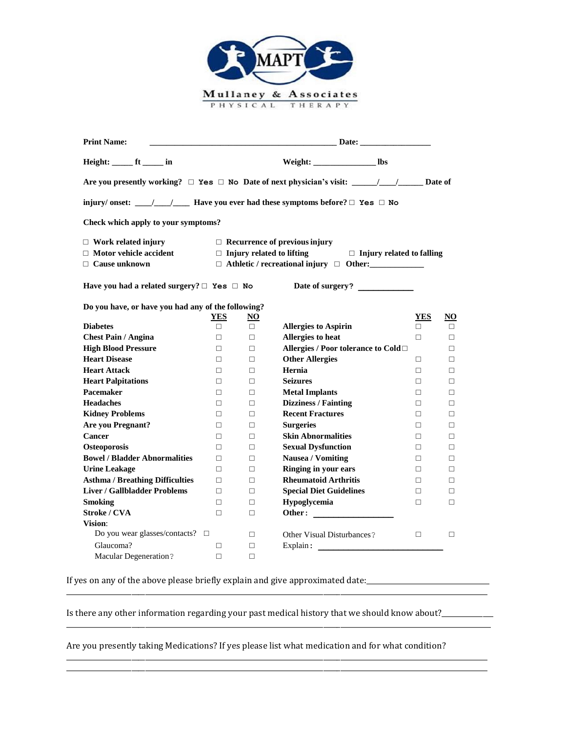**Mullaney & Associates**
PHYSICAL THERAPY

**Print Name:** _____________________________________________ **Date:** ________________

**Height:** _____ **ft** _____ **in** **Weight:** _______________ **lbs**

**Are you presently working?** □ Yes □ No **Date of next physician's visit:** ______/____/______ **Date of injury/ onset:** ____/____/____ **Have you ever had these symptoms before?** □ Yes □ No

**Check which apply to your symptoms?**

- □ **Work related injury**
- □ **Motor vehicle accident**
- □ **Cause unknown**
- □ **Recurrence of previous injury**
- □ **Injury related to lifting**
- □ **Athletic / recreational injury**
- □ **Injury related to falling**
- □ **Other:**_____________

**Have you had a related surgery?** □ Yes □ No **Date of surgery?** _____________

**Do you have, or have you had any of the following?**

| | YES | NO | | YES | NO |
|---|---|---|---|---|---|
| **Diabetes** | □ | □ | **Allergies to Aspirin** | □ | □ |
| **Chest Pain / Angina** | □ | □ | **Allergies to heat** | □ | □ |
| **High Blood Pressure** | □ | □ | **Allergies / Poor tolerance to Cold** | □ | □ |
| **Heart Disease** | □ | □ | **Other Allergies** | □ | □ |
| **Heart Attack** | □ | □ | **Hernia** | □ | □ |
| **Heart Palpitations** | □ | □ | **Seizures** | □ | □ |
| **Pacemaker** | □ | □ | **Metal Implants** | □ | □ |
| **Headaches** | □ | □ | **Dizziness / Fainting** | □ | □ |
| **Kidney Problems** | □ | □ | **Recent Fractures** | □ | □ |
| **Are you Pregnant?** | □ | □ | **Surgeries** | □ | □ |
| **Cancer** | □ | □ | **Skin Abnormalities** | □ | □ |
| **Osteoporosis** | □ | □ | **Sexual Dysfunction** | □ | □ |
| **Bowel / Bladder Abnormalities** | □ | □ | **Nausea / Vomiting** | □ | □ |
| **Urine Leakage** | □ | □ | **Ringing in your ears** | □ | □ |
| **Asthma / Breathing Difficulties** | □ | □ | **Rheumatoid Arthritis** | □ | □ |
| **Liver / Gallbladder Problems** | □ | □ | **Special Diet Guidelines** | □ | □ |
| **Smoking** | □ | □ | **Hypoglycemia** | □ | □ |
| **Stroke / CVA** | □ | □ | **Other:** __________________ | | |
| **Vision:** | | | | | |
| Do you wear glasses/contacts? | □ | □ | Other Visual Disturbances? | □ | □ |
| Glaucoma? | □ | □ | Explain: ____________________________ | | |
| Macular Degeneration? | □ | □ | | | |

If yes on any of the above please briefly explain and give approximated date:______________________________

__________________________________________________________________________________________

Is there any other information regarding your past medical history that we should know about?_____________

__________________________________________________________________________________________

Are you presently taking Medications? If yes please list what medication and for what condition?

__________________________________________________________________________________________

__________________________________________________________________________________________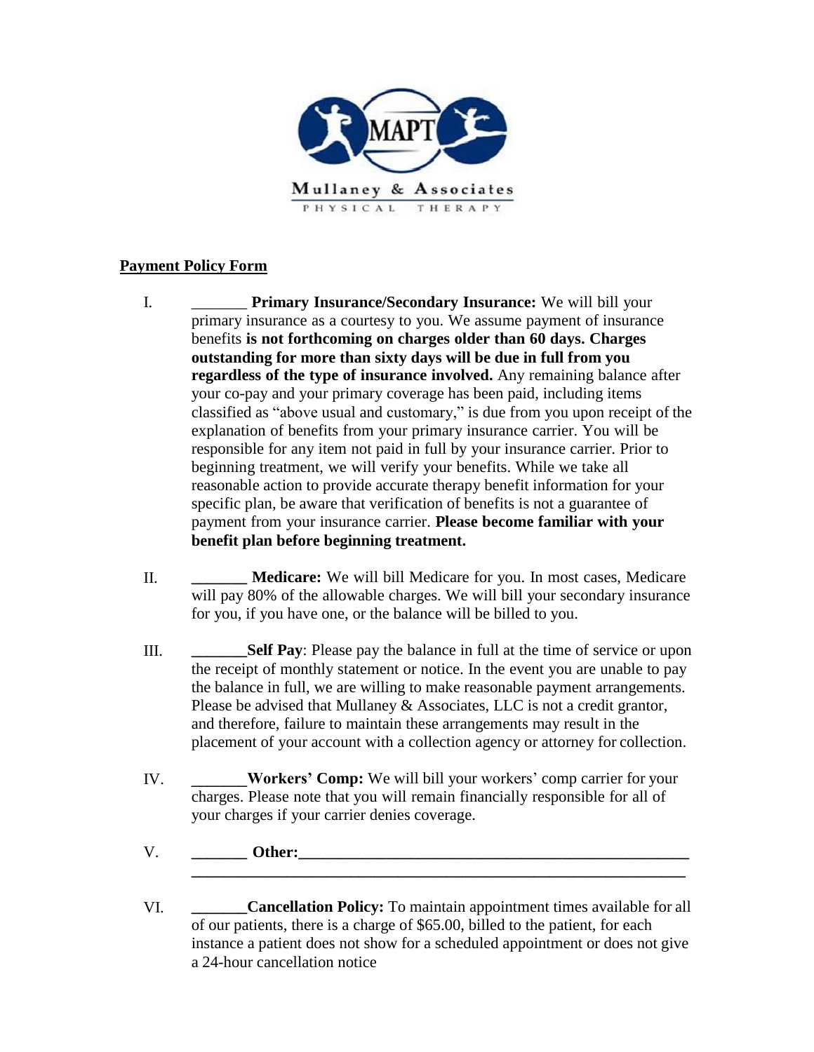MAPT

Mullaney & Associates

PHYSICAL THERAPY

**Payment Policy Form**

I. _______ **Primary Insurance/Secondary Insurance:** We will bill your primary insurance as a courtesy to you. We assume payment of insurance benefits **is not forthcoming on charges older than 60 days. Charges outstanding for more than sixty days will be due in full from you regardless of the type of insurance involved.** Any remaining balance after your co-pay and your primary coverage has been paid, including items classified as "above usual and customary," is due from you upon receipt of the explanation of benefits from your primary insurance carrier. You will be responsible for any item not paid in full by your insurance carrier. Prior to beginning treatment, we will verify your benefits. While we take all reasonable action to provide accurate therapy benefit information for your specific plan, be aware that verification of benefits is not a guarantee of payment from your insurance carrier. **Please become familiar with your benefit plan before beginning treatment.**

II. _______ **Medicare:** We will bill Medicare for you. In most cases, Medicare will pay 80% of the allowable charges. We will bill your secondary insurance for you, if you have one, or the balance will be billed to you.

III. _______**Self Pay**: Please pay the balance in full at the time of service or upon the receipt of monthly statement or notice. In the event you are unable to pay the balance in full, we are willing to make reasonable payment arrangements. Please be advised that Mullaney & Associates, LLC is not a credit grantor, and therefore, failure to maintain these arrangements may result in the placement of your account with a collection agency or attorney for collection.

IV. _______**Workers' Comp:** We will bill your workers' comp carrier for your charges. Please note that you will remain financially responsible for all of your charges if your carrier denies coverage.

V. _______ **Other:**_____________________________________________________
_________________________________________________________________

VI. _______**Cancellation Policy:** To maintain appointment times available for all of our patients, there is a charge of $65.00, billed to the patient, for each instance a patient does not show for a scheduled appointment or does not give a 24-hour cancellation notice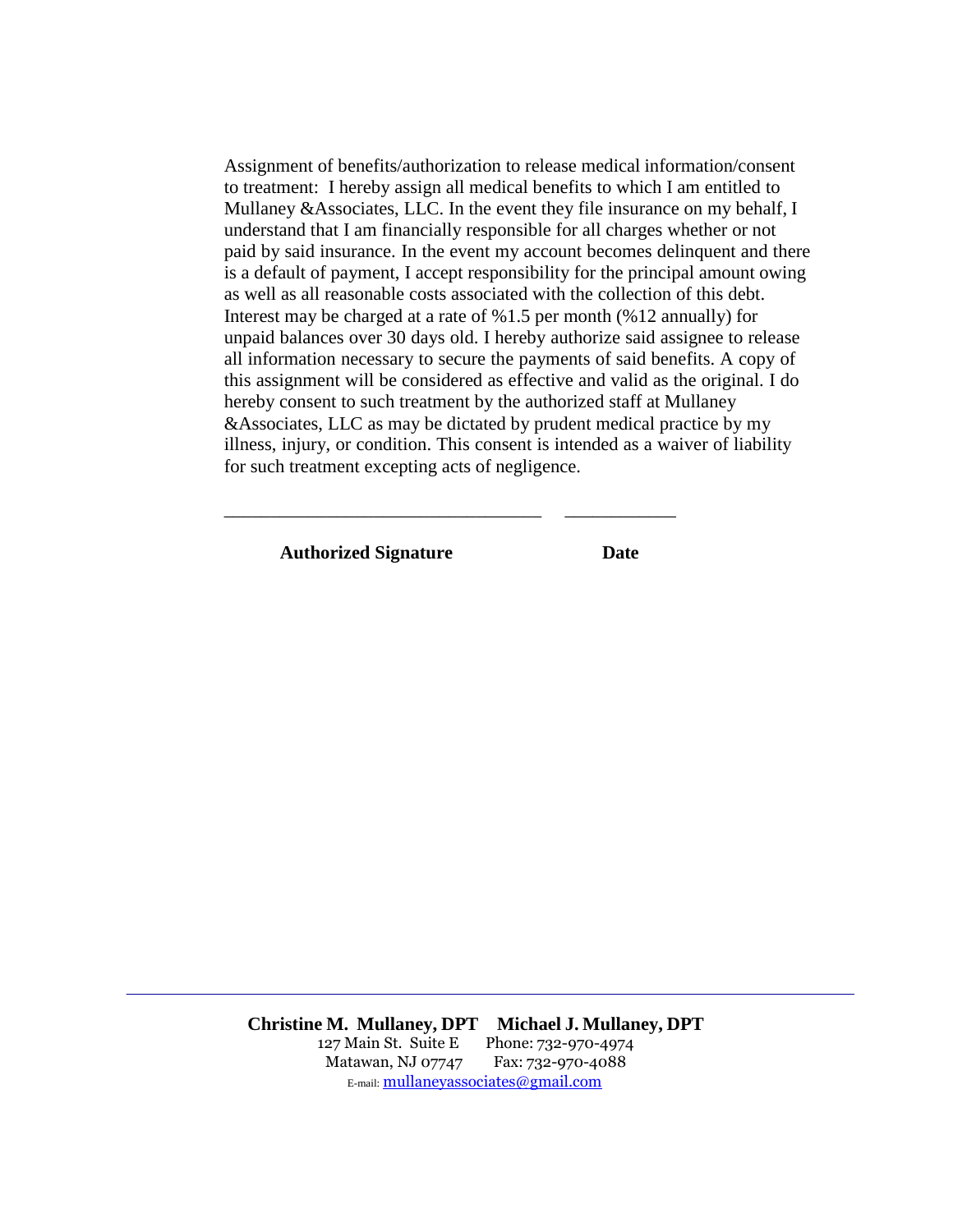Assignment of benefits/authorization to release medical information/consent to treatment: I hereby assign all medical benefits to which I am entitled to Mullaney &Associates, LLC. In the event they file insurance on my behalf, I understand that I am financially responsible for all charges whether or not paid by said insurance. In the event my account becomes delinquent and there is a default of payment, I accept responsibility for the principal amount owing as well as all reasonable costs associated with the collection of this debt. Interest may be charged at a rate of %1.5 per month (%12 annually) for unpaid balances over 30 days old. I hereby authorize said assignee to release all information necessary to secure the payments of said benefits. A copy of this assignment will be considered as effective and valid as the original. I do hereby consent to such treatment by the authorized staff at Mullaney &Associates, LLC as may be dictated by prudent medical practice by my illness, injury, or condition. This consent is intended as a waiver of liability for such treatment excepting acts of negligence.

\_\_\_\_\_\_\_\_\_\_\_\_\_\_\_\_\_\_\_\_\_\_\_\_\_\_\_\_\_\_\_\_\_\_ \_\_\_\_\_\_\_\_\_\_\_\_

**Authorized Signature** **Date**

---

**Christine M. Mullaney, DPT Michael J. Mullaney, DPT**
127 Main St. Suite E Phone: 732-970-4974
Matawan, NJ 07747 Fax: 732-970-4088
E-mail: mullaneyassociates@gmail.com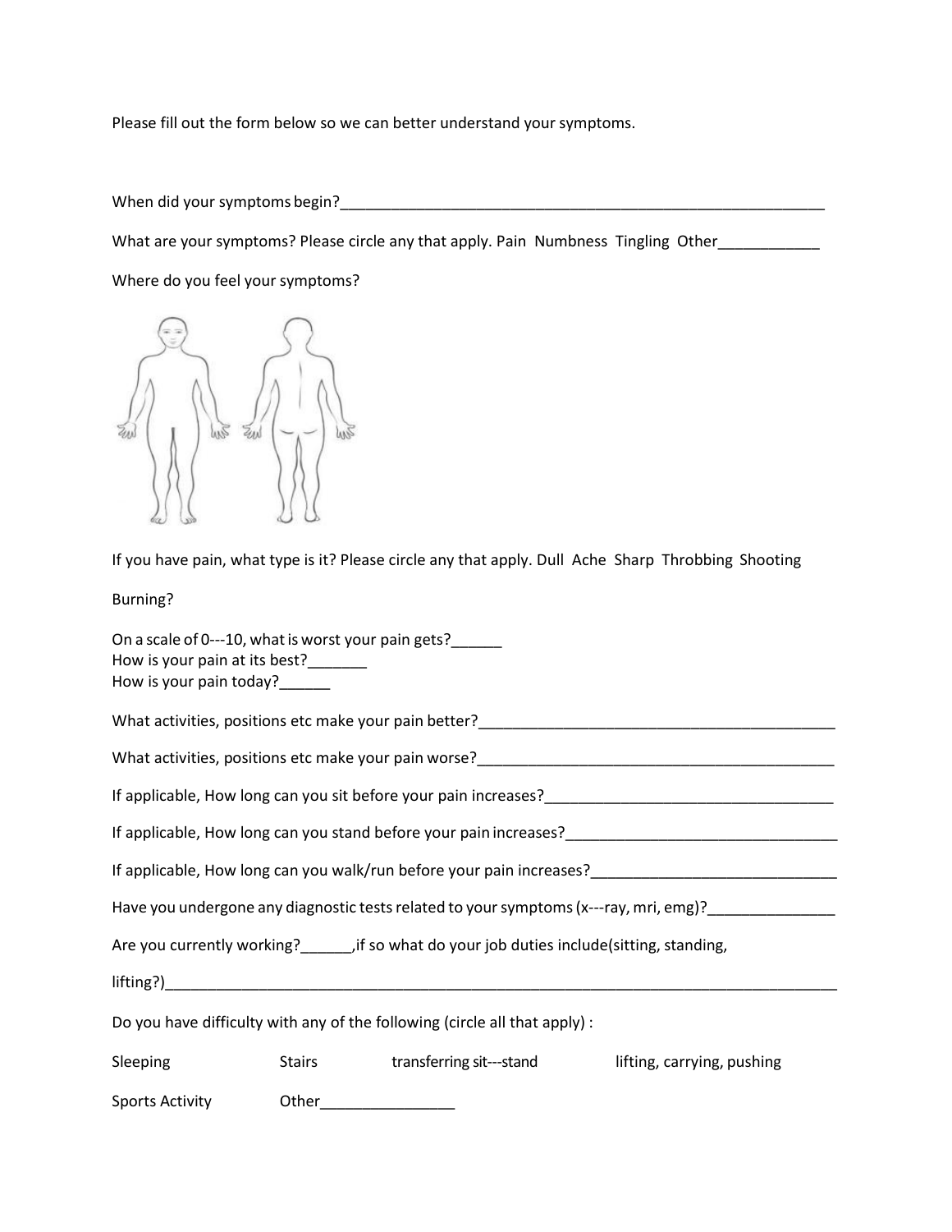Please fill out the form below so we can better understand your symptoms.

When did your symptoms begin?____________________________________________________________

What are your symptoms? Please circle any that apply. Pain  Numbness  Tingling  Other____________

Where do you feel your symptoms?

If you have pain, what type is it? Please circle any that apply. Dull  Ache  Sharp  Throbbing  Shooting

Burning?

On a scale of 0---10, what is worst your pain gets?______
How is your pain at its best?_______
How is your pain today?______

What activities, positions etc make your pain better?___________________________________________

What activities, positions etc make your pain worse?___________________________________________

If applicable, How long can you sit before your pain increases?__________________________________

If applicable, How long can you stand before your pain increases?________________________________

If applicable, How long can you walk/run before your pain increases?_____________________________

Have you undergone any diagnostic tests related to your symptoms (x---ray, mri, emg)?_______________

Are you currently working?______,if so what do your job duties include(sitting, standing,

lifting?)_______________________________________________________________________________

Do you have difficulty with any of the following (circle all that apply) :

Sleeping  Stairs  transferring sit---stand  lifting, carrying, pushing

Sports Activity  Other________________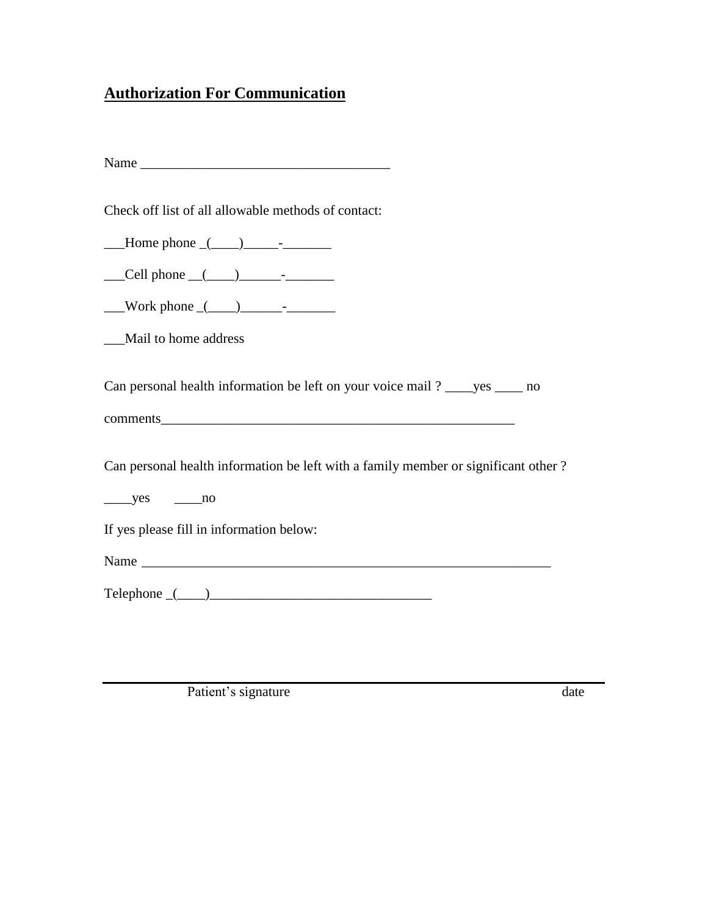## Authorization For Communication

Name ____________________________________

Check off list of all allowable methods of contact:

___Home phone _(____)_____-_______

___Cell phone __(____)______-_______

___Work phone _(____)______-_______

___Mail to home address

Can personal health information be left on your voice mail ? ____yes ____ no

comments_____________________________________________________

Can personal health information be left with a family member or significant other ?

____yes ____no

If yes please fill in information below:

Name ______________________________________________________________

Telephone _(____)_______________________________

______________________________________________________________________________

Patient's signature date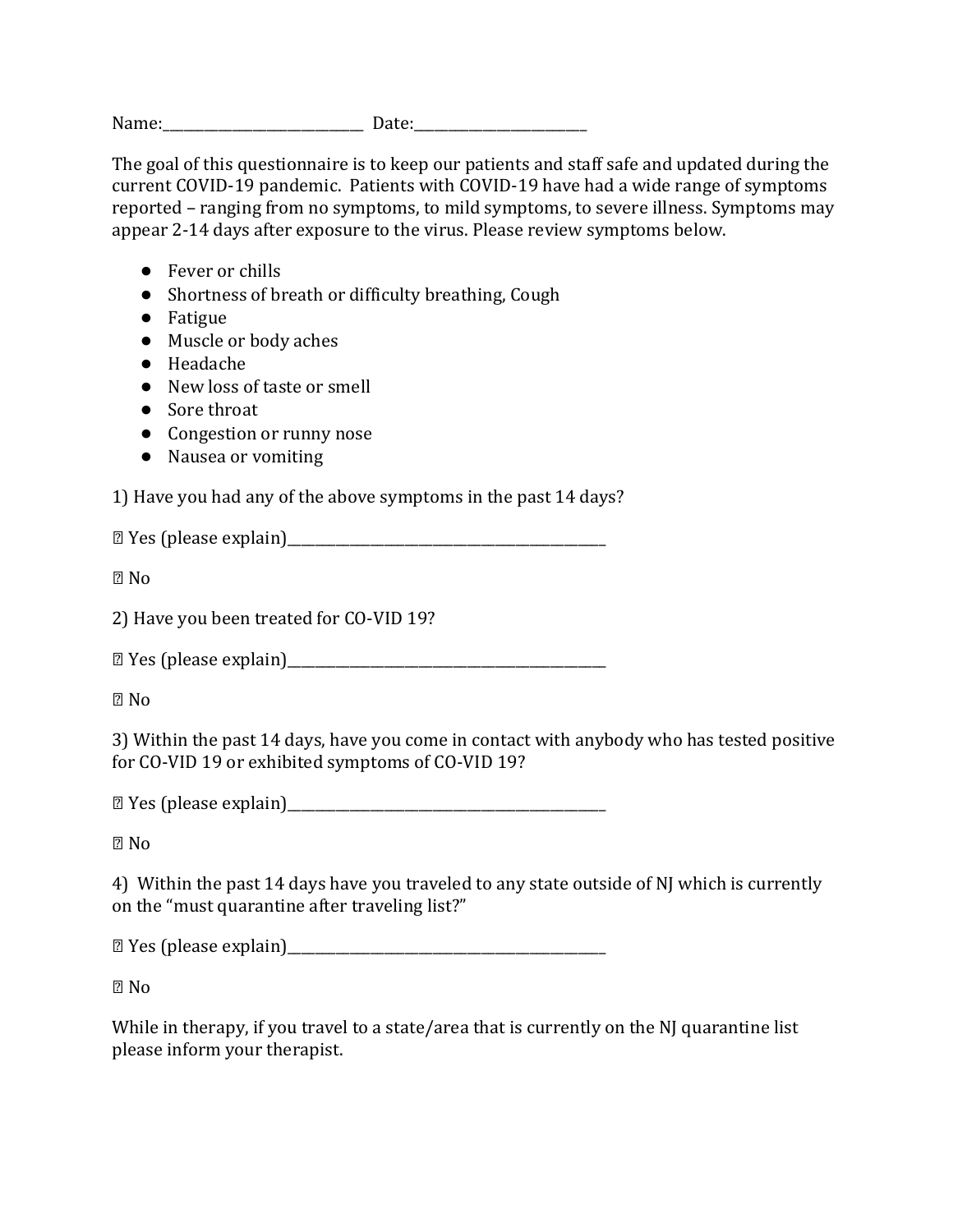Name:____________________________ Date:________________________

The goal of this questionnaire is to keep our patients and staff safe and updated during the current COVID-19 pandemic. Patients with COVID-19 have had a wide range of symptoms reported – ranging from no symptoms, to mild symptoms, to severe illness. Symptoms may appear 2-14 days after exposure to the virus. Please review symptoms below.

- Fever or chills
- Shortness of breath or difficulty breathing, Cough
- Fatigue
- Muscle or body aches
- Headache
- New loss of taste or smell
- Sore throat
- Congestion or runny nose
- Nausea or vomiting

1) Have you had any of the above symptoms in the past 14 days?

☐ Yes (please explain)_____________________________________________

☐ No

2) Have you been treated for CO-VID 19?

☐ Yes (please explain)_____________________________________________

☐ No

3) Within the past 14 days, have you come in contact with anybody who has tested positive for CO-VID 19 or exhibited symptoms of CO-VID 19?

☐ Yes (please explain)_____________________________________________

☐ No

4) Within the past 14 days have you traveled to any state outside of NJ which is currently on the "must quarantine after traveling list?"

☐ Yes (please explain)_____________________________________________

☐ No

While in therapy, if you travel to a state/area that is currently on the NJ quarantine list please inform your therapist.